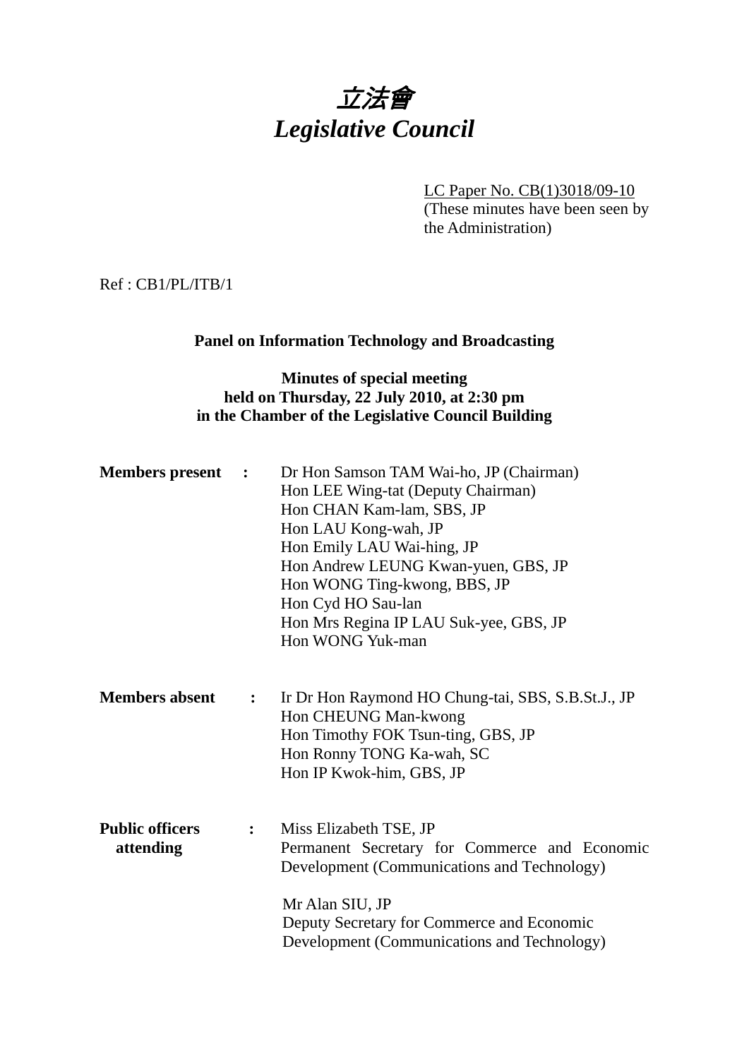# 立法會
# *Legislative Council*

LC Paper No. CB(1)3018/09-10
(These minutes have been seen by the Administration)

Ref : CB1/PL/ITB/1

**Panel on Information Technology and Broadcasting**

**Minutes of special meeting**
**held on Thursday, 22 July 2010, at 2:30 pm**
**in the Chamber of the Legislative Council Building**

**Members present :**

Dr Hon Samson TAM Wai-ho, JP (Chairman)
Hon LEE Wing-tat (Deputy Chairman)
Hon CHAN Kam-lam, SBS, JP
Hon LAU Kong-wah, JP
Hon Emily LAU Wai-hing, JP
Hon Andrew LEUNG Kwan-yuen, GBS, JP
Hon WONG Ting-kwong, BBS, JP
Hon Cyd HO Sau-lan
Hon Mrs Regina IP LAU Suk-yee, GBS, JP
Hon WONG Yuk-man

**Members absent :**

Ir Dr Hon Raymond HO Chung-tai, SBS, S.B.St.J., JP
Hon CHEUNG Man-kwong
Hon Timothy FOK Tsun-ting, GBS, JP
Hon Ronny TONG Ka-wah, SC
Hon IP Kwok-him, GBS, JP

**Public officers attending :**

Miss Elizabeth TSE, JP
Permanent Secretary for Commerce and Economic Development (Communications and Technology)

Mr Alan SIU, JP
Deputy Secretary for Commerce and Economic Development (Communications and Technology)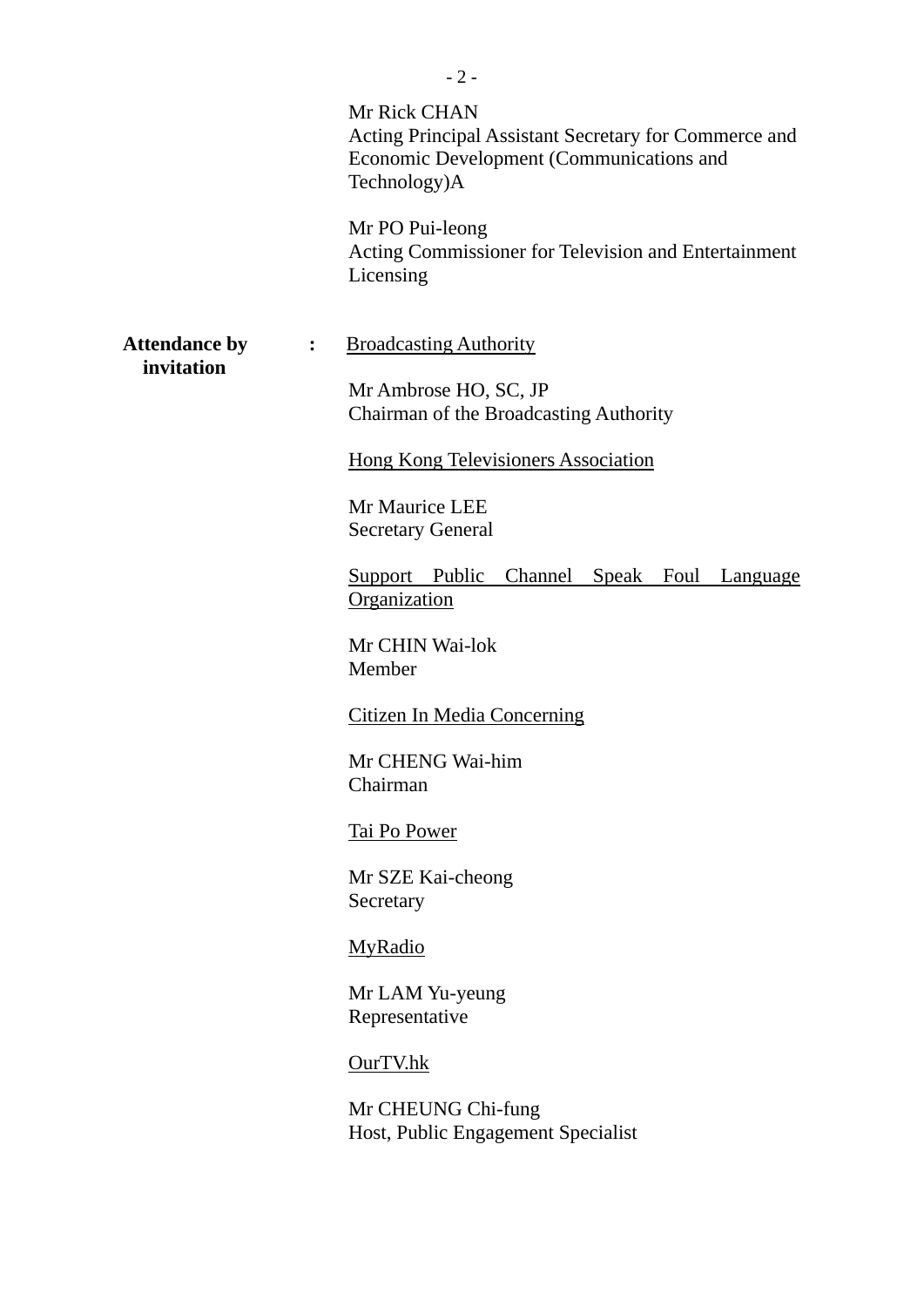Mr Rick CHAN
Acting Principal Assistant Secretary for Commerce and Economic Development (Communications and Technology)A

Mr PO Pui-leong
Acting Commissioner for Television and Entertainment Licensing

**Attendance by invitation** :

Broadcasting Authority

Mr Ambrose HO, SC, JP
Chairman of the Broadcasting Authority

Hong Kong Televisioners Association

Mr Maurice LEE
Secretary General

Support Public Channel Speak Foul Language Organization

Mr CHIN Wai-lok
Member

Citizen In Media Concerning

Mr CHENG Wai-him
Chairman

Tai Po Power

Mr SZE Kai-cheong
Secretary

MyRadio

Mr LAM Yu-yeung
Representative

OurTV.hk

Mr CHEUNG Chi-fung
Host, Public Engagement Specialist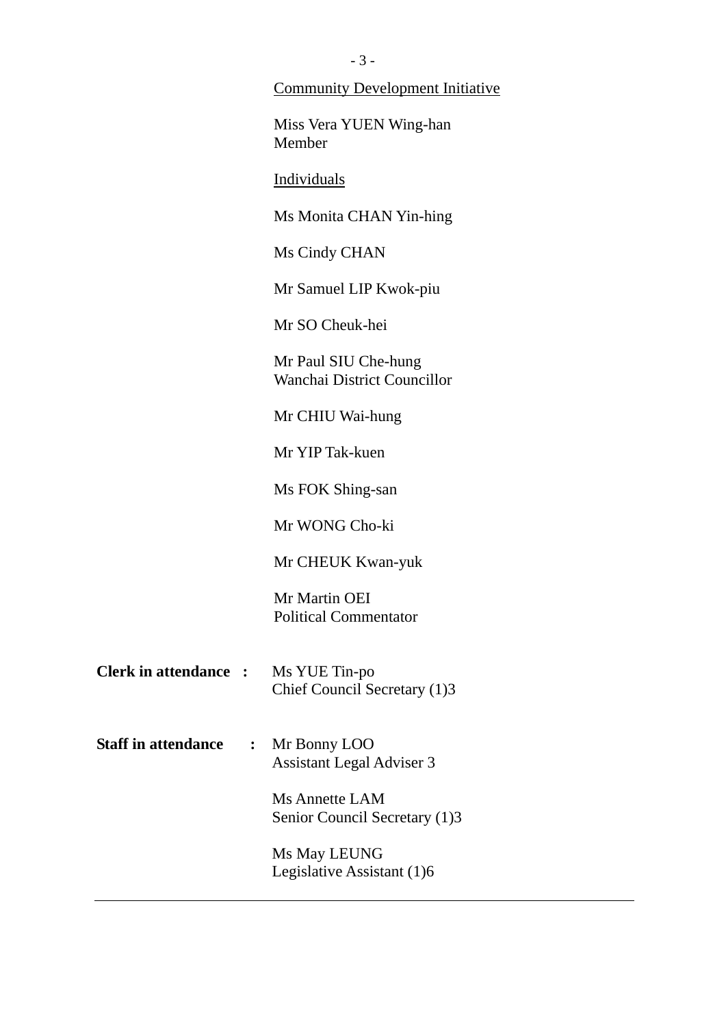Community Development Initiative

Miss Vera YUEN Wing-han
Member

Individuals

Ms Monita CHAN Yin-hing

Ms Cindy CHAN

Mr Samuel LIP Kwok-piu

Mr SO Cheuk-hei

Mr Paul SIU Che-hung
Wanchai District Councillor

Mr CHIU Wai-hung

Mr YIP Tak-kuen

Ms FOK Shing-san

Mr WONG Cho-ki

Mr CHEUK Kwan-yuk

Mr Martin OEI
Political Commentator

**Clerk in attendance :** Ms YUE Tin-po
Chief Council Secretary (1)3

**Staff in attendance :** Mr Bonny LOO
Assistant Legal Adviser 3

Ms Annette LAM
Senior Council Secretary (1)3

Ms May LEUNG
Legislative Assistant (1)6

---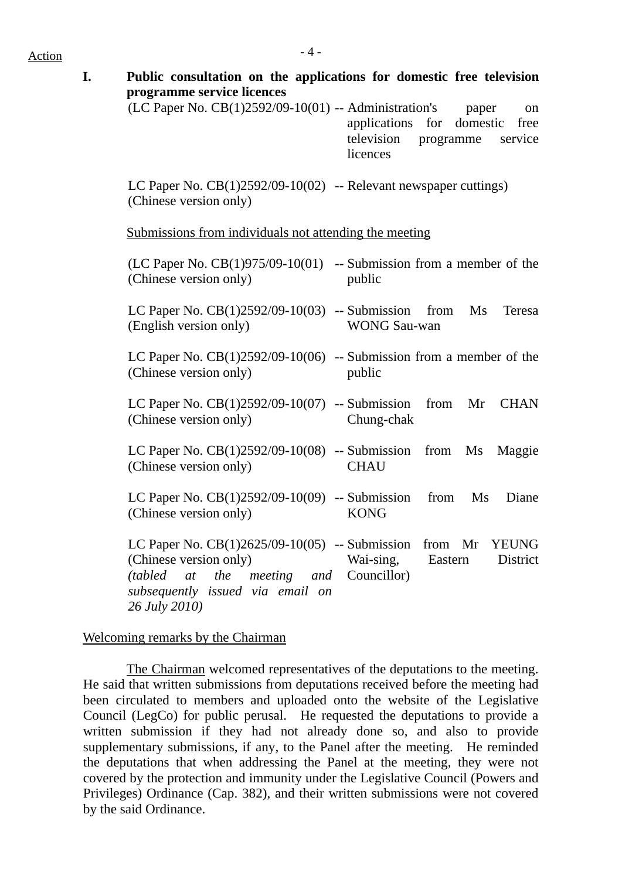Action

## I. Public consultation on the applications for domestic free television programme service licences

(LC Paper No. CB(1)2592/09-10(01) -- Administration's paper on applications for domestic free television programme service licences

LC Paper No. CB(1)2592/09-10(02) (Chinese version only) -- Relevant newspaper cuttings)

Submissions from individuals not attending the meeting

(LC Paper No. CB(1)975/09-10(01) (Chinese version only) -- Submission from a member of the public

LC Paper No. CB(1)2592/09-10(03) (English version only) -- Submission from Ms Teresa WONG Sau-wan

LC Paper No. CB(1)2592/09-10(06) (Chinese version only) -- Submission from a member of the public

LC Paper No. CB(1)2592/09-10(07) (Chinese version only) -- Submission from Mr CHAN Chung-chak

LC Paper No. CB(1)2592/09-10(08) (Chinese version only) -- Submission from Ms Maggie CHAU

LC Paper No. CB(1)2592/09-10(09) (Chinese version only) -- Submission from Ms Diane KONG

LC Paper No. CB(1)2625/09-10(05) (Chinese version only) *(tabled at the meeting and subsequently issued via email on 26 July 2010)* -- Submission from Mr YEUNG Wai-sing, Eastern District Councillor)

Welcoming remarks by the Chairman

The Chairman welcomed representatives of the deputations to the meeting. He said that written submissions from deputations received before the meeting had been circulated to members and uploaded onto the website of the Legislative Council (LegCo) for public perusal. He requested the deputations to provide a written submission if they had not already done so, and also to provide supplementary submissions, if any, to the Panel after the meeting. He reminded the deputations that when addressing the Panel at the meeting, they were not covered by the protection and immunity under the Legislative Council (Powers and Privileges) Ordinance (Cap. 382), and their written submissions were not covered by the said Ordinance.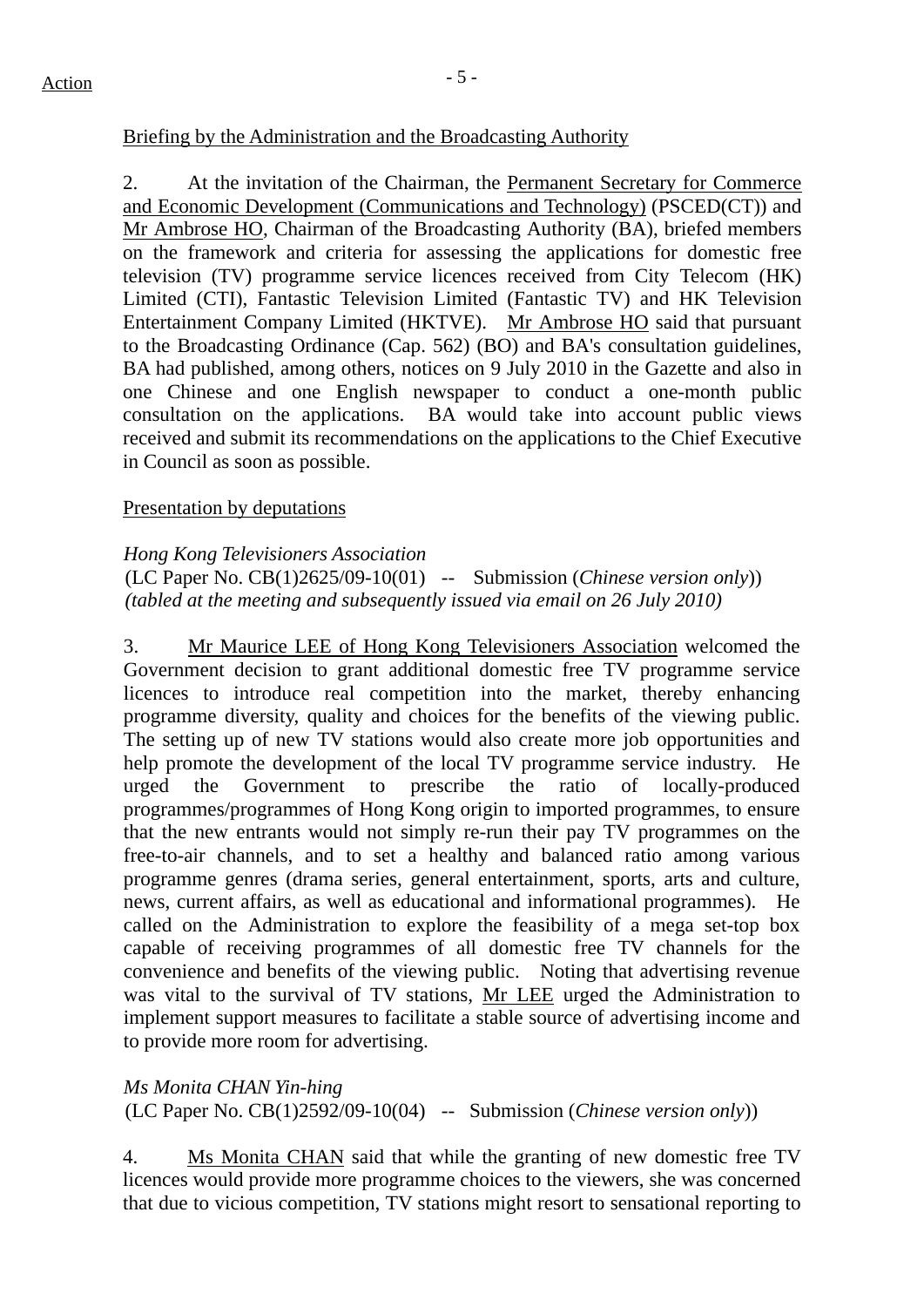Action

Briefing by the Administration and the Broadcasting Authority

2. At the invitation of the Chairman, the Permanent Secretary for Commerce and Economic Development (Communications and Technology) (PSCED(CT)) and Mr Ambrose HO, Chairman of the Broadcasting Authority (BA), briefed members on the framework and criteria for assessing the applications for domestic free television (TV) programme service licences received from City Telecom (HK) Limited (CTI), Fantastic Television Limited (Fantastic TV) and HK Television Entertainment Company Limited (HKTVE). Mr Ambrose HO said that pursuant to the Broadcasting Ordinance (Cap. 562) (BO) and BA's consultation guidelines, BA had published, among others, notices on 9 July 2010 in the Gazette and also in one Chinese and one English newspaper to conduct a one-month public consultation on the applications. BA would take into account public views received and submit its recommendations on the applications to the Chief Executive in Council as soon as possible.

Presentation by deputations

*Hong Kong Televisioners Association*
(LC Paper No. CB(1)2625/09-10(01) -- Submission (*Chinese version only*))
*(tabled at the meeting and subsequently issued via email on 26 July 2010)*

3. Mr Maurice LEE of Hong Kong Televisioners Association welcomed the Government decision to grant additional domestic free TV programme service licences to introduce real competition into the market, thereby enhancing programme diversity, quality and choices for the benefits of the viewing public. The setting up of new TV stations would also create more job opportunities and help promote the development of the local TV programme service industry. He urged the Government to prescribe the ratio of locally-produced programmes/programmes of Hong Kong origin to imported programmes, to ensure that the new entrants would not simply re-run their pay TV programmes on the free-to-air channels, and to set a healthy and balanced ratio among various programme genres (drama series, general entertainment, sports, arts and culture, news, current affairs, as well as educational and informational programmes). He called on the Administration to explore the feasibility of a mega set-top box capable of receiving programmes of all domestic free TV channels for the convenience and benefits of the viewing public. Noting that advertising revenue was vital to the survival of TV stations, Mr LEE urged the Administration to implement support measures to facilitate a stable source of advertising income and to provide more room for advertising.

*Ms Monita CHAN Yin-hing*
(LC Paper No. CB(1)2592/09-10(04) -- Submission (*Chinese version only*))

4. Ms Monita CHAN said that while the granting of new domestic free TV licences would provide more programme choices to the viewers, she was concerned that due to vicious competition, TV stations might resort to sensational reporting to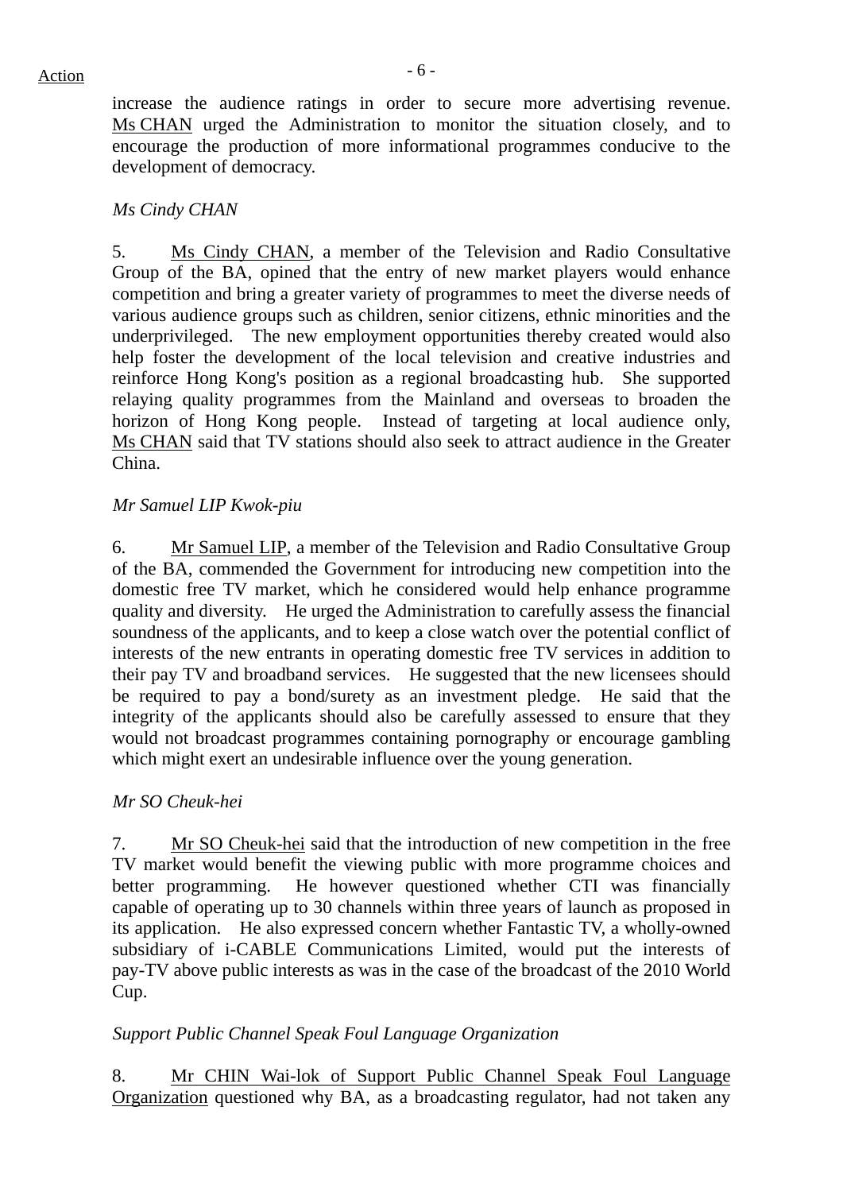increase the audience ratings in order to secure more advertising revenue. Ms CHAN urged the Administration to monitor the situation closely, and to encourage the production of more informational programmes conducive to the development of democracy.

*Ms Cindy CHAN*

5. Ms Cindy CHAN, a member of the Television and Radio Consultative Group of the BA, opined that the entry of new market players would enhance competition and bring a greater variety of programmes to meet the diverse needs of various audience groups such as children, senior citizens, ethnic minorities and the underprivileged. The new employment opportunities thereby created would also help foster the development of the local television and creative industries and reinforce Hong Kong's position as a regional broadcasting hub. She supported relaying quality programmes from the Mainland and overseas to broaden the horizon of Hong Kong people. Instead of targeting at local audience only, Ms CHAN said that TV stations should also seek to attract audience in the Greater China.

*Mr Samuel LIP Kwok-piu*

6. Mr Samuel LIP, a member of the Television and Radio Consultative Group of the BA, commended the Government for introducing new competition into the domestic free TV market, which he considered would help enhance programme quality and diversity. He urged the Administration to carefully assess the financial soundness of the applicants, and to keep a close watch over the potential conflict of interests of the new entrants in operating domestic free TV services in addition to their pay TV and broadband services. He suggested that the new licensees should be required to pay a bond/surety as an investment pledge. He said that the integrity of the applicants should also be carefully assessed to ensure that they would not broadcast programmes containing pornography or encourage gambling which might exert an undesirable influence over the young generation.

*Mr SO Cheuk-hei*

7. Mr SO Cheuk-hei said that the introduction of new competition in the free TV market would benefit the viewing public with more programme choices and better programming. He however questioned whether CTI was financially capable of operating up to 30 channels within three years of launch as proposed in its application. He also expressed concern whether Fantastic TV, a wholly-owned subsidiary of i-CABLE Communications Limited, would put the interests of pay-TV above public interests as was in the case of the broadcast of the 2010 World Cup.

*Support Public Channel Speak Foul Language Organization*

8. Mr CHIN Wai-lok of Support Public Channel Speak Foul Language Organization questioned why BA, as a broadcasting regulator, had not taken any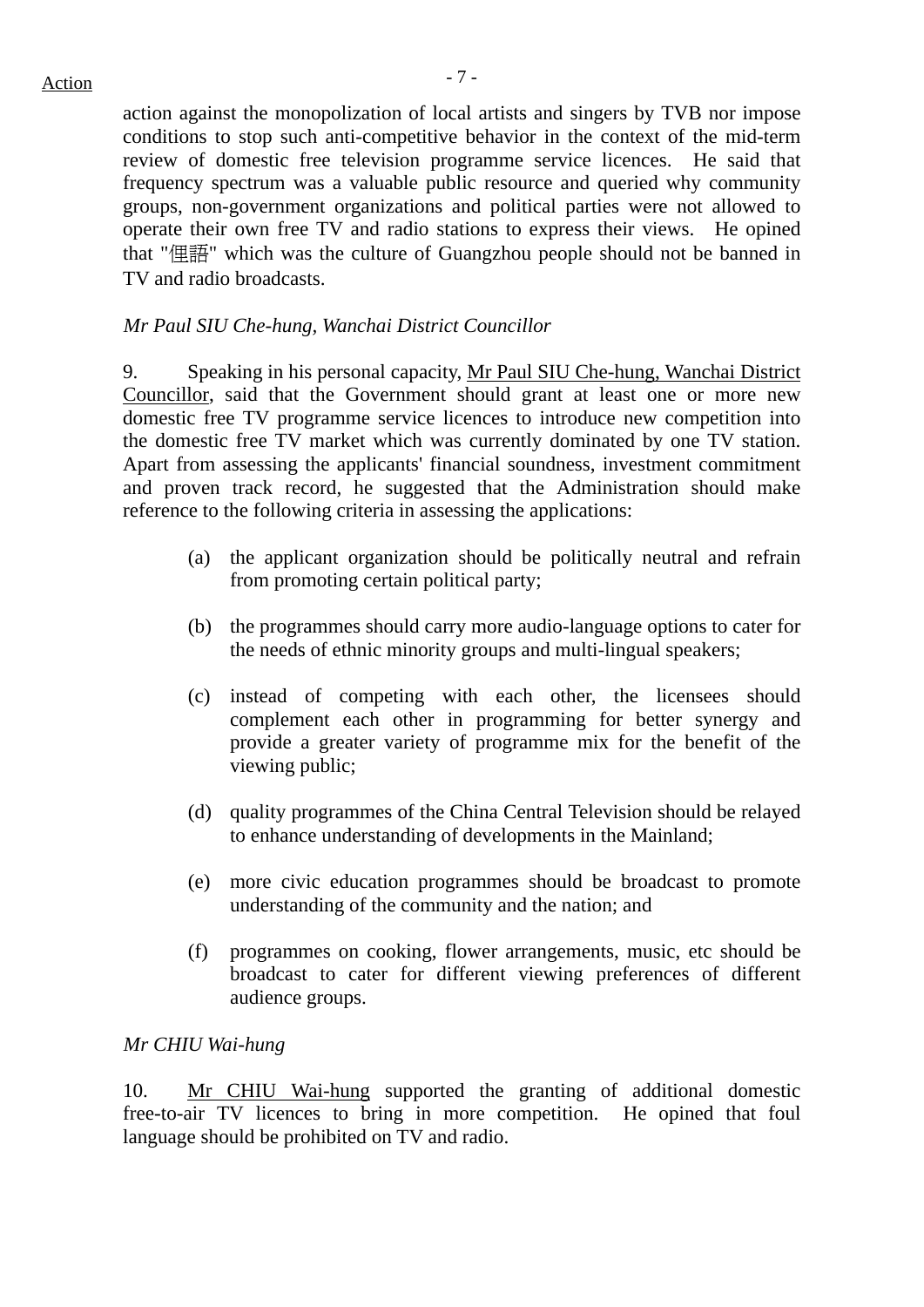action against the monopolization of local artists and singers by TVB nor impose conditions to stop such anti-competitive behavior in the context of the mid-term review of domestic free television programme service licences. He said that frequency spectrum was a valuable public resource and queried why community groups, non-government organizations and political parties were not allowed to operate their own free TV and radio stations to express their views. He opined that "俚語" which was the culture of Guangzhou people should not be banned in TV and radio broadcasts.

*Mr Paul SIU Che-hung, Wanchai District Councillor*

9. Speaking in his personal capacity, Mr Paul SIU Che-hung, Wanchai District Councillor, said that the Government should grant at least one or more new domestic free TV programme service licences to introduce new competition into the domestic free TV market which was currently dominated by one TV station. Apart from assessing the applicants' financial soundness, investment commitment and proven track record, he suggested that the Administration should make reference to the following criteria in assessing the applications:

(a) the applicant organization should be politically neutral and refrain from promoting certain political party;

(b) the programmes should carry more audio-language options to cater for the needs of ethnic minority groups and multi-lingual speakers;

(c) instead of competing with each other, the licensees should complement each other in programming for better synergy and provide a greater variety of programme mix for the benefit of the viewing public;

(d) quality programmes of the China Central Television should be relayed to enhance understanding of developments in the Mainland;

(e) more civic education programmes should be broadcast to promote understanding of the community and the nation; and

(f) programmes on cooking, flower arrangements, music, etc should be broadcast to cater for different viewing preferences of different audience groups.

*Mr CHIU Wai-hung*

10. Mr CHIU Wai-hung supported the granting of additional domestic free-to-air TV licences to bring in more competition. He opined that foul language should be prohibited on TV and radio.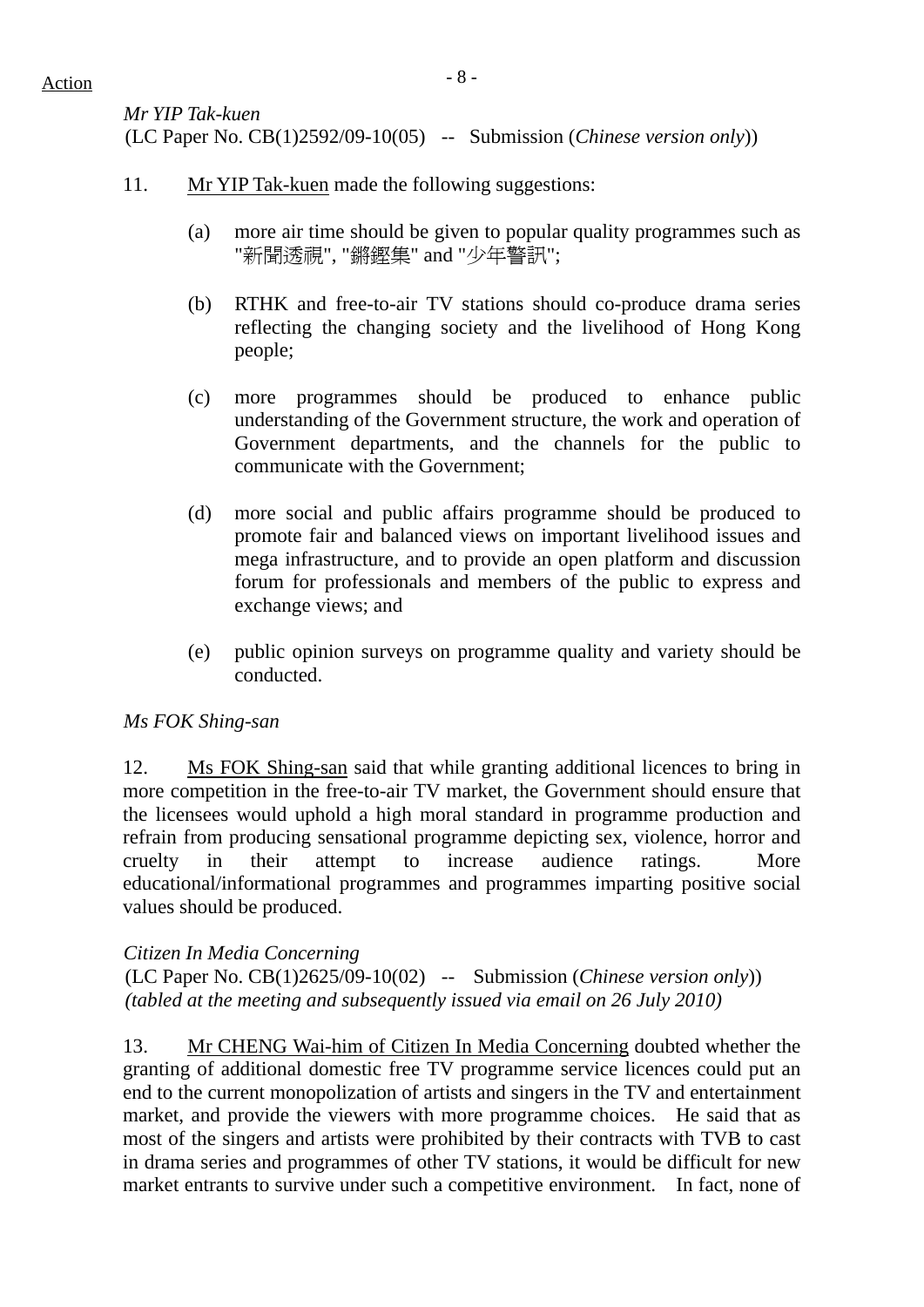*Mr YIP Tak-kuen*
(LC Paper No. CB(1)2592/09-10(05) -- Submission (*Chinese version only*))

11. Mr YIP Tak-kuen made the following suggestions:

(a) more air time should be given to popular quality programmes such as "新聞透視", "鏗鏘集" and "少年警訊";

(b) RTHK and free-to-air TV stations should co-produce drama series reflecting the changing society and the livelihood of Hong Kong people;

(c) more programmes should be produced to enhance public understanding of the Government structure, the work and operation of Government departments, and the channels for the public to communicate with the Government;

(d) more social and public affairs programme should be produced to promote fair and balanced views on important livelihood issues and mega infrastructure, and to provide an open platform and discussion forum for professionals and members of the public to express and exchange views; and

(e) public opinion surveys on programme quality and variety should be conducted.

*Ms FOK Shing-san*

12. Ms FOK Shing-san said that while granting additional licences to bring in more competition in the free-to-air TV market, the Government should ensure that the licensees would uphold a high moral standard in programme production and refrain from producing sensational programme depicting sex, violence, horror and cruelty in their attempt to increase audience ratings. More educational/informational programmes and programmes imparting positive social values should be produced.

*Citizen In Media Concerning*
(LC Paper No. CB(1)2625/09-10(02) -- Submission (*Chinese version only*))
*(tabled at the meeting and subsequently issued via email on 26 July 2010)*

13. Mr CHENG Wai-him of Citizen In Media Concerning doubted whether the granting of additional domestic free TV programme service licences could put an end to the current monopolization of artists and singers in the TV and entertainment market, and provide the viewers with more programme choices. He said that as most of the singers and artists were prohibited by their contracts with TVB to cast in drama series and programmes of other TV stations, it would be difficult for new market entrants to survive under such a competitive environment. In fact, none of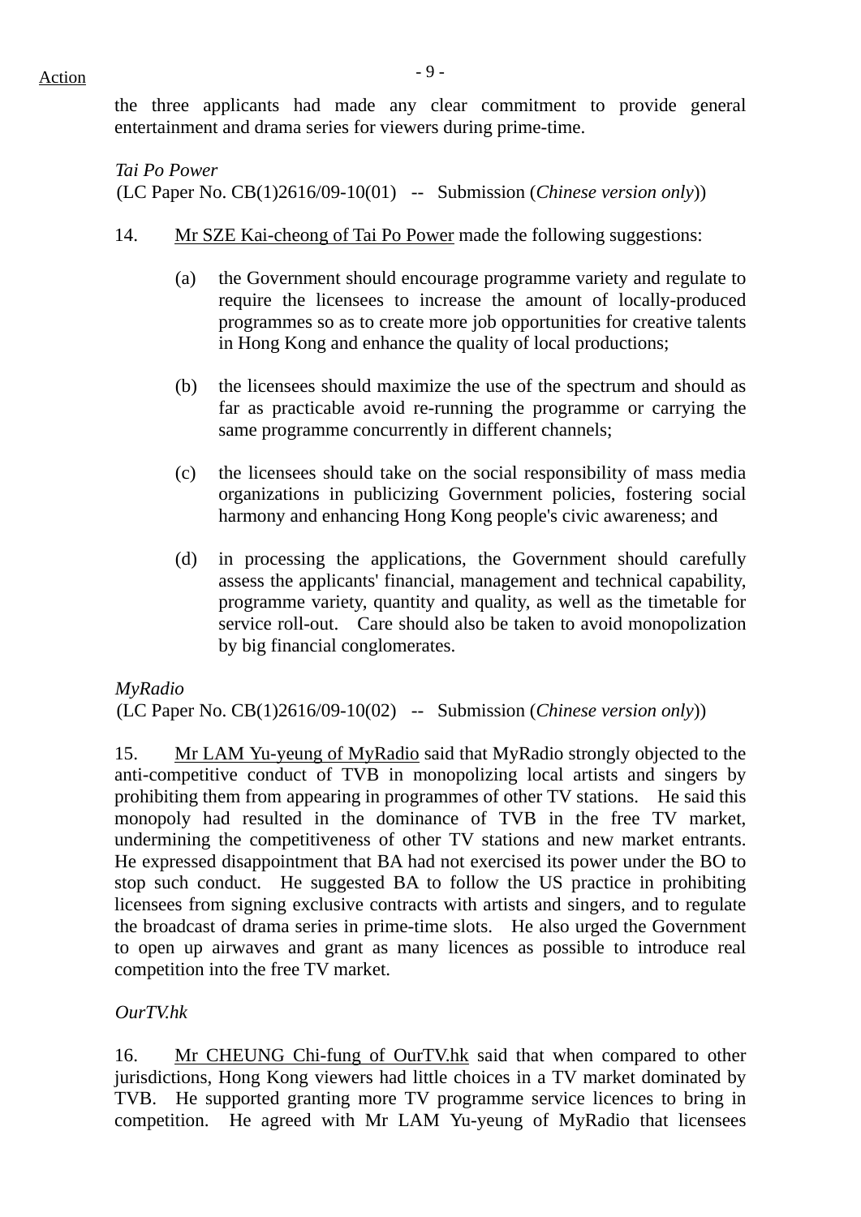the three applicants had made any clear commitment to provide general entertainment and drama series for viewers during prime-time.

*Tai Po Power*
(LC Paper No. CB(1)2616/09-10(01) -- Submission (*Chinese version only*))

14. Mr SZE Kai-cheong of Tai Po Power made the following suggestions:

(a) the Government should encourage programme variety and regulate to require the licensees to increase the amount of locally-produced programmes so as to create more job opportunities for creative talents in Hong Kong and enhance the quality of local productions;

(b) the licensees should maximize the use of the spectrum and should as far as practicable avoid re-running the programme or carrying the same programme concurrently in different channels;

(c) the licensees should take on the social responsibility of mass media organizations in publicizing Government policies, fostering social harmony and enhancing Hong Kong people's civic awareness; and

(d) in processing the applications, the Government should carefully assess the applicants' financial, management and technical capability, programme variety, quantity and quality, as well as the timetable for service roll-out. Care should also be taken to avoid monopolization by big financial conglomerates.

*MyRadio*
(LC Paper No. CB(1)2616/09-10(02) -- Submission (*Chinese version only*))

15. Mr LAM Yu-yeung of MyRadio said that MyRadio strongly objected to the anti-competitive conduct of TVB in monopolizing local artists and singers by prohibiting them from appearing in programmes of other TV stations. He said this monopoly had resulted in the dominance of TVB in the free TV market, undermining the competitiveness of other TV stations and new market entrants. He expressed disappointment that BA had not exercised its power under the BO to stop such conduct. He suggested BA to follow the US practice in prohibiting licensees from signing exclusive contracts with artists and singers, and to regulate the broadcast of drama series in prime-time slots. He also urged the Government to open up airwaves and grant as many licences as possible to introduce real competition into the free TV market.

*OurTV.hk*

16. Mr CHEUNG Chi-fung of OurTV.hk said that when compared to other jurisdictions, Hong Kong viewers had little choices in a TV market dominated by TVB. He supported granting more TV programme service licences to bring in competition. He agreed with Mr LAM Yu-yeung of MyRadio that licensees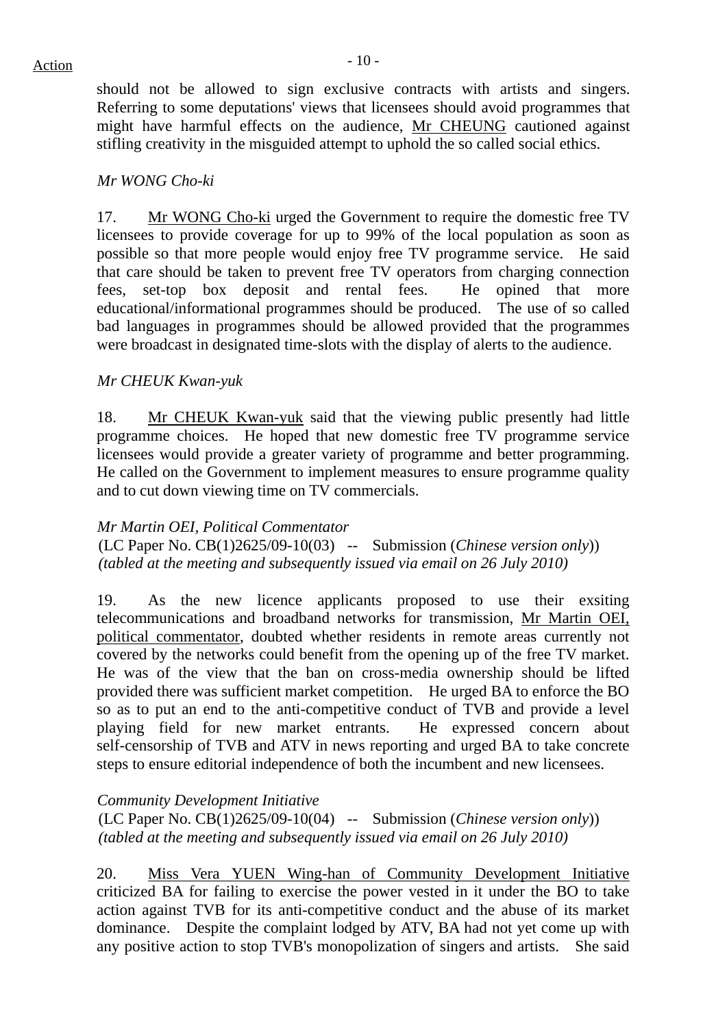should not be allowed to sign exclusive contracts with artists and singers. Referring to some deputations' views that licensees should avoid programmes that might have harmful effects on the audience, Mr CHEUNG cautioned against stifling creativity in the misguided attempt to uphold the so called social ethics.

*Mr WONG Cho-ki*

17. Mr WONG Cho-ki urged the Government to require the domestic free TV licensees to provide coverage for up to 99% of the local population as soon as possible so that more people would enjoy free TV programme service. He said that care should be taken to prevent free TV operators from charging connection fees, set-top box deposit and rental fees. He opined that more educational/informational programmes should be produced. The use of so called bad languages in programmes should be allowed provided that the programmes were broadcast in designated time-slots with the display of alerts to the audience.

*Mr CHEUK Kwan-yuk*

18. Mr CHEUK Kwan-yuk said that the viewing public presently had little programme choices. He hoped that new domestic free TV programme service licensees would provide a greater variety of programme and better programming. He called on the Government to implement measures to ensure programme quality and to cut down viewing time on TV commercials.

*Mr Martin OEI, Political Commentator*
(LC Paper No. CB(1)2625/09-10(03) -- Submission (*Chinese version only*))
*(tabled at the meeting and subsequently issued via email on 26 July 2010)*

19. As the new licence applicants proposed to use their exsiting telecommunications and broadband networks for transmission, Mr Martin OEI, political commentator, doubted whether residents in remote areas currently not covered by the networks could benefit from the opening up of the free TV market. He was of the view that the ban on cross-media ownership should be lifted provided there was sufficient market competition. He urged BA to enforce the BO so as to put an end to the anti-competitive conduct of TVB and provide a level playing field for new market entrants. He expressed concern about self-censorship of TVB and ATV in news reporting and urged BA to take concrete steps to ensure editorial independence of both the incumbent and new licensees.

*Community Development Initiative*
(LC Paper No. CB(1)2625/09-10(04) -- Submission (*Chinese version only*))
*(tabled at the meeting and subsequently issued via email on 26 July 2010)*

20. Miss Vera YUEN Wing-han of Community Development Initiative criticized BA for failing to exercise the power vested in it under the BO to take action against TVB for its anti-competitive conduct and the abuse of its market dominance. Despite the complaint lodged by ATV, BA had not yet come up with any positive action to stop TVB's monopolization of singers and artists. She said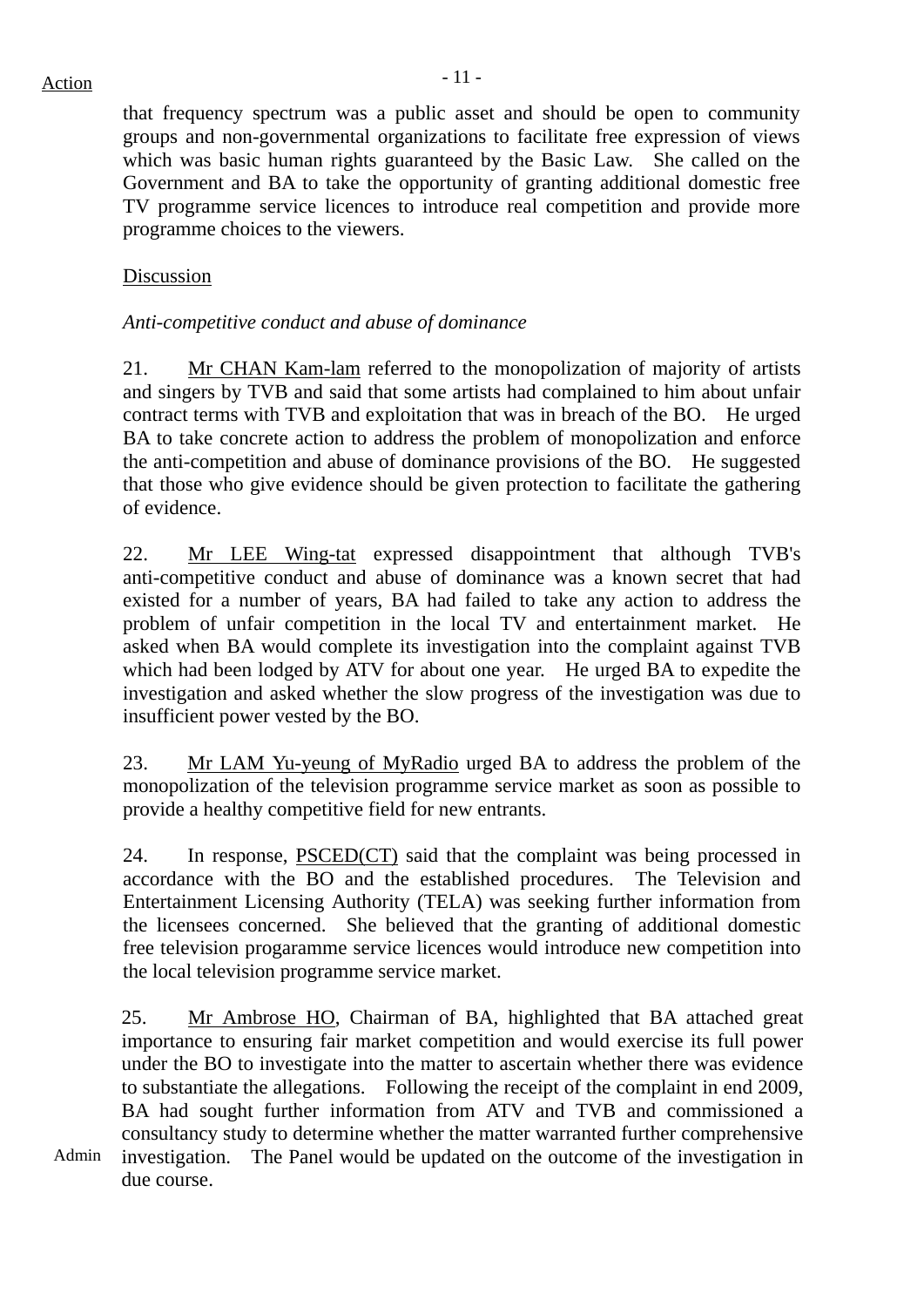that frequency spectrum was a public asset and should be open to community groups and non-governmental organizations to facilitate free expression of views which was basic human rights guaranteed by the Basic Law. She called on the Government and BA to take the opportunity of granting additional domestic free TV programme service licences to introduce real competition and provide more programme choices to the viewers.

Discussion

*Anti-competitive conduct and abuse of dominance*

21. Mr CHAN Kam-lam referred to the monopolization of majority of artists and singers by TVB and said that some artists had complained to him about unfair contract terms with TVB and exploitation that was in breach of the BO. He urged BA to take concrete action to address the problem of monopolization and enforce the anti-competition and abuse of dominance provisions of the BO. He suggested that those who give evidence should be given protection to facilitate the gathering of evidence.

22. Mr LEE Wing-tat expressed disappointment that although TVB's anti-competitive conduct and abuse of dominance was a known secret that had existed for a number of years, BA had failed to take any action to address the problem of unfair competition in the local TV and entertainment market. He asked when BA would complete its investigation into the complaint against TVB which had been lodged by ATV for about one year. He urged BA to expedite the investigation and asked whether the slow progress of the investigation was due to insufficient power vested by the BO.

23. Mr LAM Yu-yeung of MyRadio urged BA to address the problem of the monopolization of the television programme service market as soon as possible to provide a healthy competitive field for new entrants.

24. In response, PSCED(CT) said that the complaint was being processed in accordance with the BO and the established procedures. The Television and Entertainment Licensing Authority (TELA) was seeking further information from the licensees concerned. She believed that the granting of additional domestic free television progaramme service licences would introduce new competition into the local television programme service market.

25. Mr Ambrose HO, Chairman of BA, highlighted that BA attached great importance to ensuring fair market competition and would exercise its full power under the BO to investigate into the matter to ascertain whether there was evidence to substantiate the allegations. Following the receipt of the complaint in end 2009, BA had sought further information from ATV and TVB and commissioned a consultancy study to determine whether the matter warranted further comprehensive investigation. The Panel would be updated on the outcome of the investigation in due course.

Admin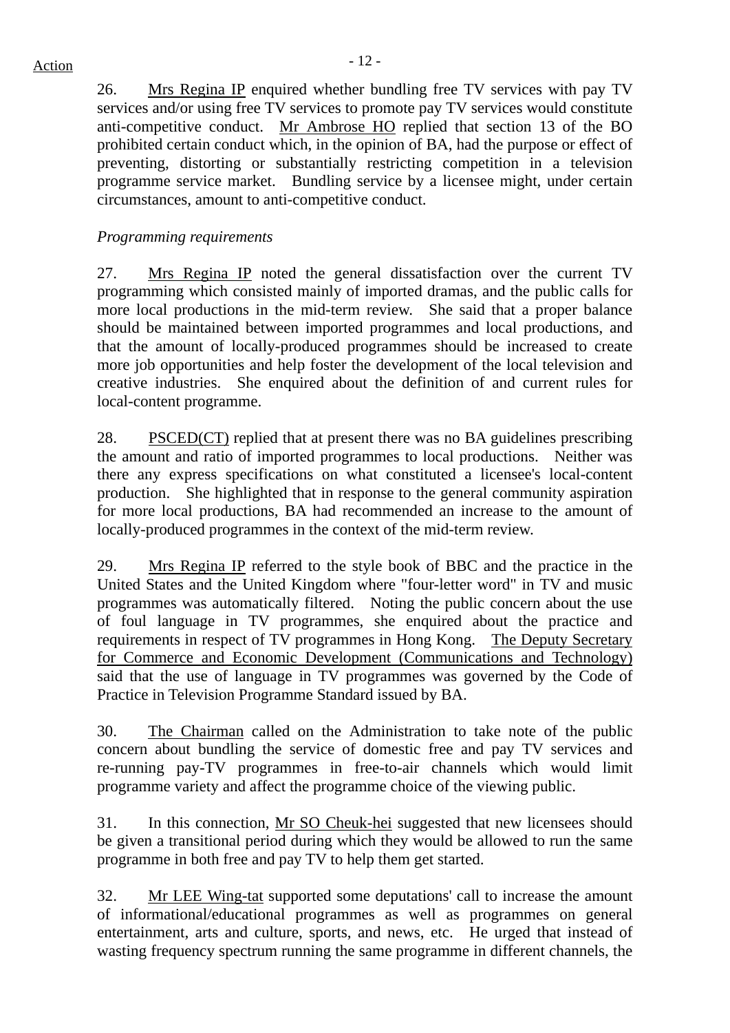26. Mrs Regina IP enquired whether bundling free TV services with pay TV services and/or using free TV services to promote pay TV services would constitute anti-competitive conduct. Mr Ambrose HO replied that section 13 of the BO prohibited certain conduct which, in the opinion of BA, had the purpose or effect of preventing, distorting or substantially restricting competition in a television programme service market. Bundling service by a licensee might, under certain circumstances, amount to anti-competitive conduct.

*Programming requirements*

27. Mrs Regina IP noted the general dissatisfaction over the current TV programming which consisted mainly of imported dramas, and the public calls for more local productions in the mid-term review. She said that a proper balance should be maintained between imported programmes and local productions, and that the amount of locally-produced programmes should be increased to create more job opportunities and help foster the development of the local television and creative industries. She enquired about the definition of and current rules for local-content programme.

28. PSCED(CT) replied that at present there was no BA guidelines prescribing the amount and ratio of imported programmes to local productions. Neither was there any express specifications on what constituted a licensee's local-content production. She highlighted that in response to the general community aspiration for more local productions, BA had recommended an increase to the amount of locally-produced programmes in the context of the mid-term review.

29. Mrs Regina IP referred to the style book of BBC and the practice in the United States and the United Kingdom where "four-letter word" in TV and music programmes was automatically filtered. Noting the public concern about the use of foul language in TV programmes, she enquired about the practice and requirements in respect of TV programmes in Hong Kong. The Deputy Secretary for Commerce and Economic Development (Communications and Technology) said that the use of language in TV programmes was governed by the Code of Practice in Television Programme Standard issued by BA.

30. The Chairman called on the Administration to take note of the public concern about bundling the service of domestic free and pay TV services and re-running pay-TV programmes in free-to-air channels which would limit programme variety and affect the programme choice of the viewing public.

31. In this connection, Mr SO Cheuk-hei suggested that new licensees should be given a transitional period during which they would be allowed to run the same programme in both free and pay TV to help them get started.

32. Mr LEE Wing-tat supported some deputations' call to increase the amount of informational/educational programmes as well as programmes on general entertainment, arts and culture, sports, and news, etc. He urged that instead of wasting frequency spectrum running the same programme in different channels, the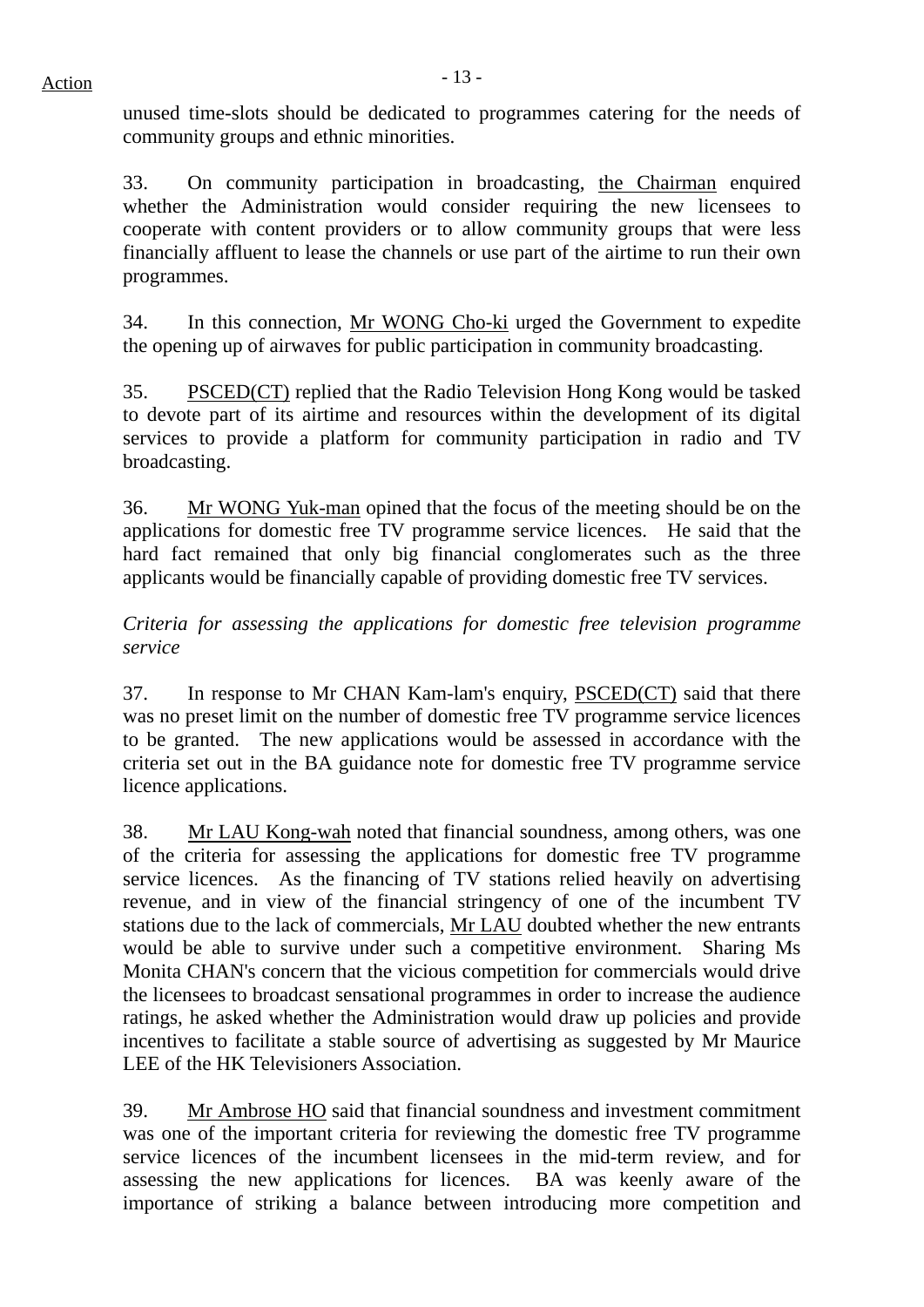unused time-slots should be dedicated to programmes catering for the needs of community groups and ethnic minorities.

33. On community participation in broadcasting, the Chairman enquired whether the Administration would consider requiring the new licensees to cooperate with content providers or to allow community groups that were less financially affluent to lease the channels or use part of the airtime to run their own programmes.

34. In this connection, Mr WONG Cho-ki urged the Government to expedite the opening up of airwaves for public participation in community broadcasting.

35. PSCED(CT) replied that the Radio Television Hong Kong would be tasked to devote part of its airtime and resources within the development of its digital services to provide a platform for community participation in radio and TV broadcasting.

36. Mr WONG Yuk-man opined that the focus of the meeting should be on the applications for domestic free TV programme service licences. He said that the hard fact remained that only big financial conglomerates such as the three applicants would be financially capable of providing domestic free TV services.

*Criteria for assessing the applications for domestic free television programme service*

37. In response to Mr CHAN Kam-lam's enquiry, PSCED(CT) said that there was no preset limit on the number of domestic free TV programme service licences to be granted. The new applications would be assessed in accordance with the criteria set out in the BA guidance note for domestic free TV programme service licence applications.

38. Mr LAU Kong-wah noted that financial soundness, among others, was one of the criteria for assessing the applications for domestic free TV programme service licences. As the financing of TV stations relied heavily on advertising revenue, and in view of the financial stringency of one of the incumbent TV stations due to the lack of commercials, Mr LAU doubted whether the new entrants would be able to survive under such a competitive environment. Sharing Ms Monita CHAN's concern that the vicious competition for commercials would drive the licensees to broadcast sensational programmes in order to increase the audience ratings, he asked whether the Administration would draw up policies and provide incentives to facilitate a stable source of advertising as suggested by Mr Maurice LEE of the HK Televisioners Association.

39. Mr Ambrose HO said that financial soundness and investment commitment was one of the important criteria for reviewing the domestic free TV programme service licences of the incumbent licensees in the mid-term review, and for assessing the new applications for licences. BA was keenly aware of the importance of striking a balance between introducing more competition and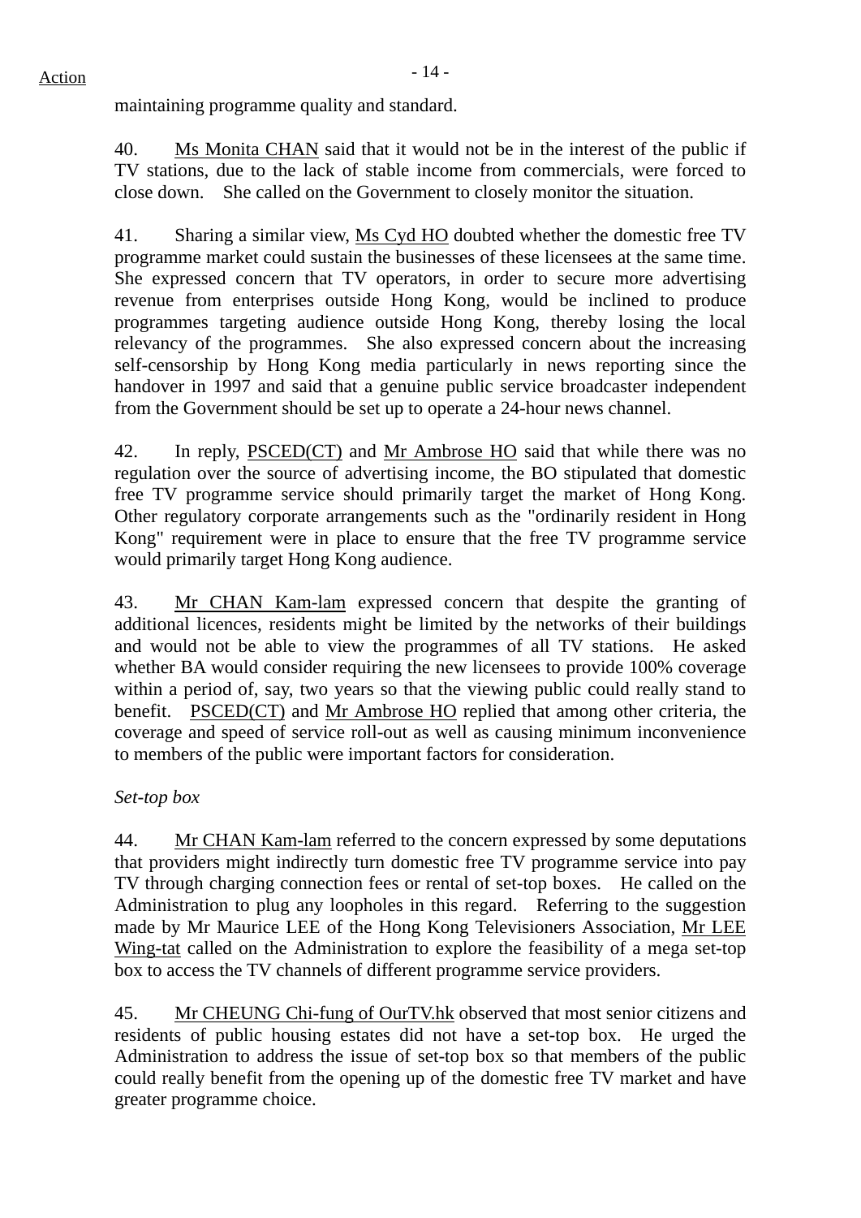maintaining programme quality and standard.

40. Ms Monita CHAN said that it would not be in the interest of the public if TV stations, due to the lack of stable income from commercials, were forced to close down. She called on the Government to closely monitor the situation.

41. Sharing a similar view, Ms Cyd HO doubted whether the domestic free TV programme market could sustain the businesses of these licensees at the same time. She expressed concern that TV operators, in order to secure more advertising revenue from enterprises outside Hong Kong, would be inclined to produce programmes targeting audience outside Hong Kong, thereby losing the local relevancy of the programmes. She also expressed concern about the increasing self-censorship by Hong Kong media particularly in news reporting since the handover in 1997 and said that a genuine public service broadcaster independent from the Government should be set up to operate a 24-hour news channel.

42. In reply, PSCED(CT) and Mr Ambrose HO said that while there was no regulation over the source of advertising income, the BO stipulated that domestic free TV programme service should primarily target the market of Hong Kong. Other regulatory corporate arrangements such as the "ordinarily resident in Hong Kong" requirement were in place to ensure that the free TV programme service would primarily target Hong Kong audience.

43. Mr CHAN Kam-lam expressed concern that despite the granting of additional licences, residents might be limited by the networks of their buildings and would not be able to view the programmes of all TV stations. He asked whether BA would consider requiring the new licensees to provide 100% coverage within a period of, say, two years so that the viewing public could really stand to benefit. PSCED(CT) and Mr Ambrose HO replied that among other criteria, the coverage and speed of service roll-out as well as causing minimum inconvenience to members of the public were important factors for consideration.

*Set-top box*

44. Mr CHAN Kam-lam referred to the concern expressed by some deputations that providers might indirectly turn domestic free TV programme service into pay TV through charging connection fees or rental of set-top boxes. He called on the Administration to plug any loopholes in this regard. Referring to the suggestion made by Mr Maurice LEE of the Hong Kong Televisioners Association, Mr LEE Wing-tat called on the Administration to explore the feasibility of a mega set-top box to access the TV channels of different programme service providers.

45. Mr CHEUNG Chi-fung of OurTV.hk observed that most senior citizens and residents of public housing estates did not have a set-top box. He urged the Administration to address the issue of set-top box so that members of the public could really benefit from the opening up of the domestic free TV market and have greater programme choice.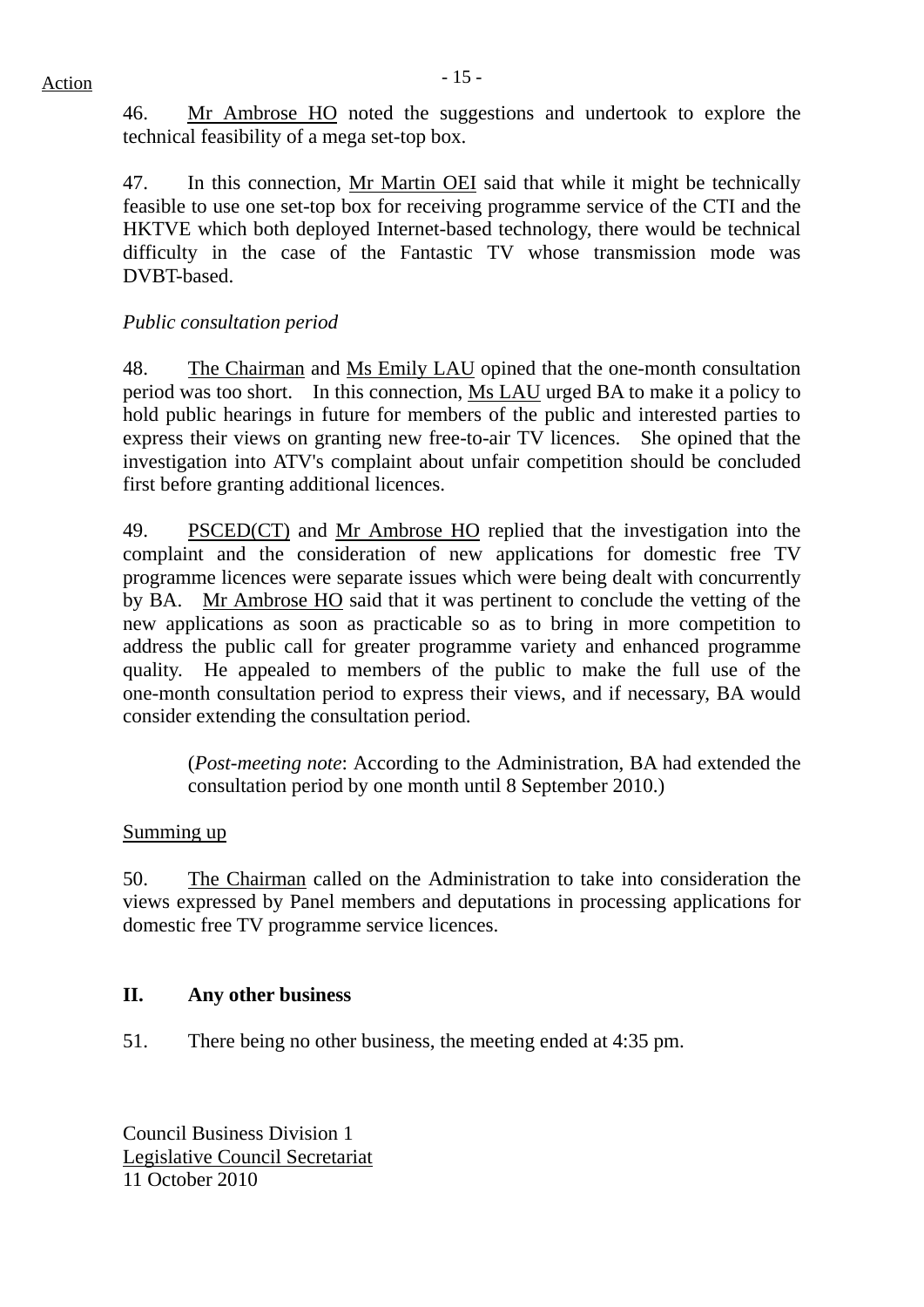46. Mr Ambrose HO noted the suggestions and undertook to explore the technical feasibility of a mega set-top box.

47. In this connection, Mr Martin OEI said that while it might be technically feasible to use one set-top box for receiving programme service of the CTI and the HKTVE which both deployed Internet-based technology, there would be technical difficulty in the case of the Fantastic TV whose transmission mode was DVBT-based.

*Public consultation period*

48. The Chairman and Ms Emily LAU opined that the one-month consultation period was too short. In this connection, Ms LAU urged BA to make it a policy to hold public hearings in future for members of the public and interested parties to express their views on granting new free-to-air TV licences. She opined that the investigation into ATV's complaint about unfair competition should be concluded first before granting additional licences.

49. PSCED(CT) and Mr Ambrose HO replied that the investigation into the complaint and the consideration of new applications for domestic free TV programme licences were separate issues which were being dealt with concurrently by BA. Mr Ambrose HO said that it was pertinent to conclude the vetting of the new applications as soon as practicable so as to bring in more competition to address the public call for greater programme variety and enhanced programme quality. He appealed to members of the public to make the full use of the one-month consultation period to express their views, and if necessary, BA would consider extending the consultation period.

> (*Post-meeting note*: According to the Administration, BA had extended the consultation period by one month until 8 September 2010.)

Summing up

50. The Chairman called on the Administration to take into consideration the views expressed by Panel members and deputations in processing applications for domestic free TV programme service licences.

## II. Any other business

51. There being no other business, the meeting ended at 4:35 pm.

Council Business Division 1
Legislative Council Secretariat
11 October 2010